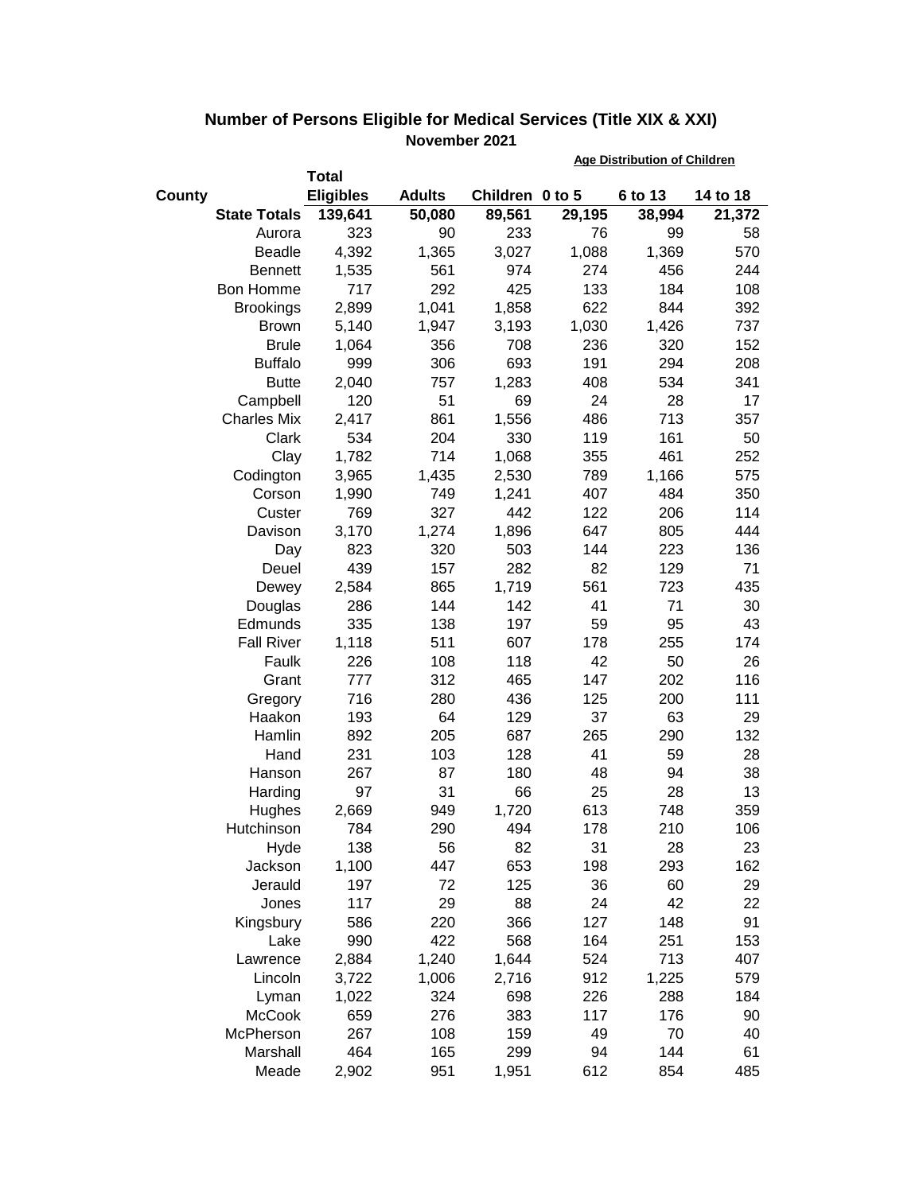## Number of Persons Eligible for Medical Services (Title XIX & XXI)

**November 2021**

| County | Total Eligibles | Adults | Children | Age Distribution of Children: 0 to 5 | 6 to 13 | 14 to 18 |
|---|---|---|---|---|---|---|
| **State Totals** | **139,641** | **50,080** | **89,561** | **29,195** | **38,994** | **21,372** |
| Aurora | 323 | 90 | 233 | 76 | 99 | 58 |
| Beadle | 4,392 | 1,365 | 3,027 | 1,088 | 1,369 | 570 |
| Bennett | 1,535 | 561 | 974 | 274 | 456 | 244 |
| Bon Homme | 717 | 292 | 425 | 133 | 184 | 108 |
| Brookings | 2,899 | 1,041 | 1,858 | 622 | 844 | 392 |
| Brown | 5,140 | 1,947 | 3,193 | 1,030 | 1,426 | 737 |
| Brule | 1,064 | 356 | 708 | 236 | 320 | 152 |
| Buffalo | 999 | 306 | 693 | 191 | 294 | 208 |
| Butte | 2,040 | 757 | 1,283 | 408 | 534 | 341 |
| Campbell | 120 | 51 | 69 | 24 | 28 | 17 |
| Charles Mix | 2,417 | 861 | 1,556 | 486 | 713 | 357 |
| Clark | 534 | 204 | 330 | 119 | 161 | 50 |
| Clay | 1,782 | 714 | 1,068 | 355 | 461 | 252 |
| Codington | 3,965 | 1,435 | 2,530 | 789 | 1,166 | 575 |
| Corson | 1,990 | 749 | 1,241 | 407 | 484 | 350 |
| Custer | 769 | 327 | 442 | 122 | 206 | 114 |
| Davison | 3,170 | 1,274 | 1,896 | 647 | 805 | 444 |
| Day | 823 | 320 | 503 | 144 | 223 | 136 |
| Deuel | 439 | 157 | 282 | 82 | 129 | 71 |
| Dewey | 2,584 | 865 | 1,719 | 561 | 723 | 435 |
| Douglas | 286 | 144 | 142 | 41 | 71 | 30 |
| Edmunds | 335 | 138 | 197 | 59 | 95 | 43 |
| Fall River | 1,118 | 511 | 607 | 178 | 255 | 174 |
| Faulk | 226 | 108 | 118 | 42 | 50 | 26 |
| Grant | 777 | 312 | 465 | 147 | 202 | 116 |
| Gregory | 716 | 280 | 436 | 125 | 200 | 111 |
| Haakon | 193 | 64 | 129 | 37 | 63 | 29 |
| Hamlin | 892 | 205 | 687 | 265 | 290 | 132 |
| Hand | 231 | 103 | 128 | 41 | 59 | 28 |
| Hanson | 267 | 87 | 180 | 48 | 94 | 38 |
| Harding | 97 | 31 | 66 | 25 | 28 | 13 |
| Hughes | 2,669 | 949 | 1,720 | 613 | 748 | 359 |
| Hutchinson | 784 | 290 | 494 | 178 | 210 | 106 |
| Hyde | 138 | 56 | 82 | 31 | 28 | 23 |
| Jackson | 1,100 | 447 | 653 | 198 | 293 | 162 |
| Jerauld | 197 | 72 | 125 | 36 | 60 | 29 |
| Jones | 117 | 29 | 88 | 24 | 42 | 22 |
| Kingsbury | 586 | 220 | 366 | 127 | 148 | 91 |
| Lake | 990 | 422 | 568 | 164 | 251 | 153 |
| Lawrence | 2,884 | 1,240 | 1,644 | 524 | 713 | 407 |
| Lincoln | 3,722 | 1,006 | 2,716 | 912 | 1,225 | 579 |
| Lyman | 1,022 | 324 | 698 | 226 | 288 | 184 |
| McCook | 659 | 276 | 383 | 117 | 176 | 90 |
| McPherson | 267 | 108 | 159 | 49 | 70 | 40 |
| Marshall | 464 | 165 | 299 | 94 | 144 | 61 |
| Meade | 2,902 | 951 | 1,951 | 612 | 854 | 485 |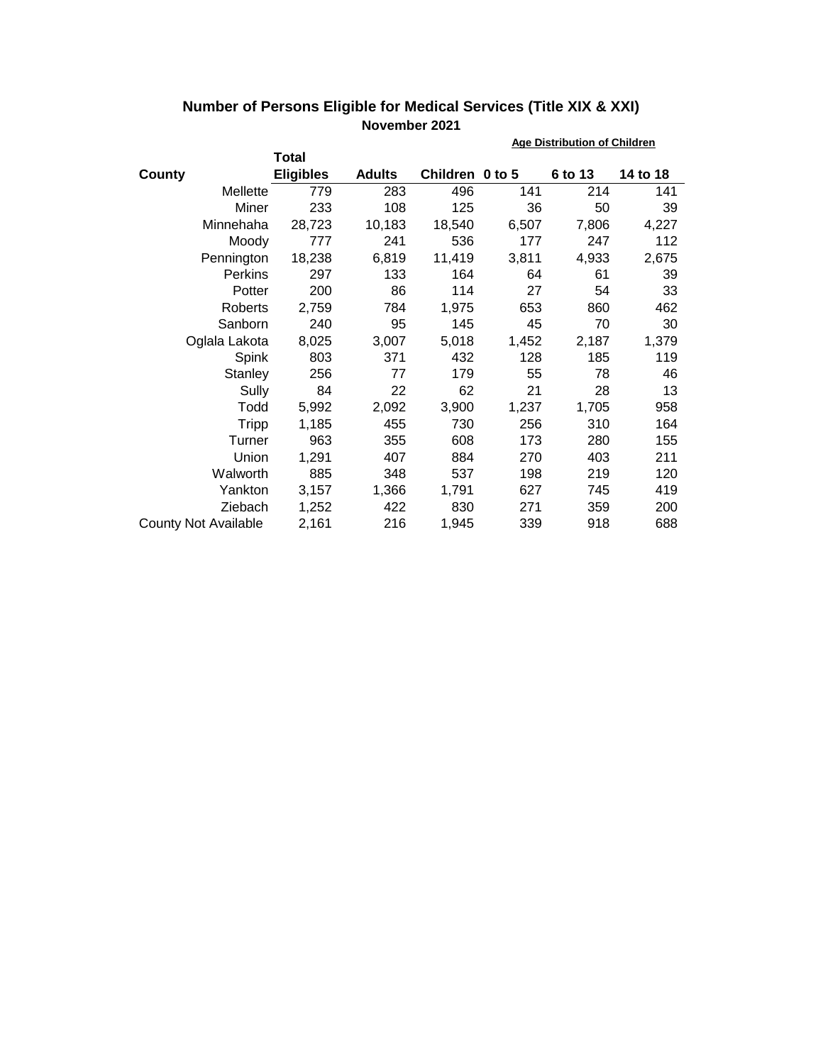## Number of Persons Eligible for Medical Services (Title XIX & XXI)

**November 2021**

| County | Total Eligibles | Adults | Children | Age Distribution of Children: 0 to 5 | 6 to 13 | 14 to 18 |
|---|---|---|---|---|---|---|
| Mellette | 779 | 283 | 496 | 141 | 214 | 141 |
| Miner | 233 | 108 | 125 | 36 | 50 | 39 |
| Minnehaha | 28,723 | 10,183 | 18,540 | 6,507 | 7,806 | 4,227 |
| Moody | 777 | 241 | 536 | 177 | 247 | 112 |
| Pennington | 18,238 | 6,819 | 11,419 | 3,811 | 4,933 | 2,675 |
| Perkins | 297 | 133 | 164 | 64 | 61 | 39 |
| Potter | 200 | 86 | 114 | 27 | 54 | 33 |
| Roberts | 2,759 | 784 | 1,975 | 653 | 860 | 462 |
| Sanborn | 240 | 95 | 145 | 45 | 70 | 30 |
| Oglala Lakota | 8,025 | 3,007 | 5,018 | 1,452 | 2,187 | 1,379 |
| Spink | 803 | 371 | 432 | 128 | 185 | 119 |
| Stanley | 256 | 77 | 179 | 55 | 78 | 46 |
| Sully | 84 | 22 | 62 | 21 | 28 | 13 |
| Todd | 5,992 | 2,092 | 3,900 | 1,237 | 1,705 | 958 |
| Tripp | 1,185 | 455 | 730 | 256 | 310 | 164 |
| Turner | 963 | 355 | 608 | 173 | 280 | 155 |
| Union | 1,291 | 407 | 884 | 270 | 403 | 211 |
| Walworth | 885 | 348 | 537 | 198 | 219 | 120 |
| Yankton | 3,157 | 1,366 | 1,791 | 627 | 745 | 419 |
| Ziebach | 1,252 | 422 | 830 | 271 | 359 | 200 |
| County Not Available | 2,161 | 216 | 1,945 | 339 | 918 | 688 |